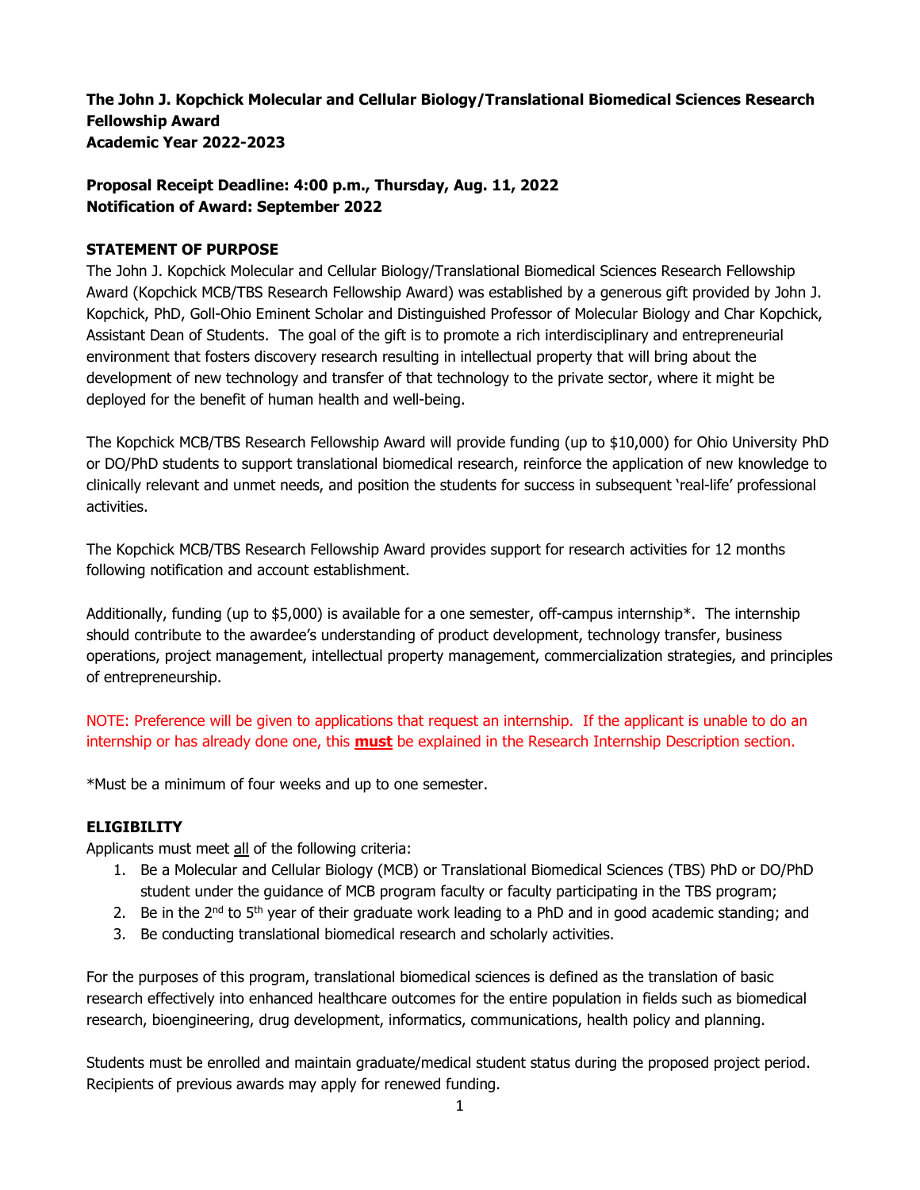**The John J. Kopchick Molecular and Cellular Biology/Translational Biomedical Sciences Research Fellowship Award**
**Academic Year 2022-2023**

**Proposal Receipt Deadline: 4:00 p.m., Thursday, Aug. 11, 2022**
**Notification of Award: September 2022**

## STATEMENT OF PURPOSE

The John J. Kopchick Molecular and Cellular Biology/Translational Biomedical Sciences Research Fellowship Award (Kopchick MCB/TBS Research Fellowship Award) was established by a generous gift provided by John J. Kopchick, PhD, Goll-Ohio Eminent Scholar and Distinguished Professor of Molecular Biology and Char Kopchick, Assistant Dean of Students. The goal of the gift is to promote a rich interdisciplinary and entrepreneurial environment that fosters discovery research resulting in intellectual property that will bring about the development of new technology and transfer of that technology to the private sector, where it might be deployed for the benefit of human health and well-being.

The Kopchick MCB/TBS Research Fellowship Award will provide funding (up to $10,000) for Ohio University PhD or DO/PhD students to support translational biomedical research, reinforce the application of new knowledge to clinically relevant and unmet needs, and position the students for success in subsequent 'real-life' professional activities.

The Kopchick MCB/TBS Research Fellowship Award provides support for research activities for 12 months following notification and account establishment.

Additionally, funding (up to $5,000) is available for a one semester, off-campus internship*. The internship should contribute to the awardee's understanding of product development, technology transfer, business operations, project management, intellectual property management, commercialization strategies, and principles of entrepreneurship.

NOTE: Preference will be given to applications that request an internship. If the applicant is unable to do an internship or has already done one, this **must** be explained in the Research Internship Description section.

*Must be a minimum of four weeks and up to one semester.

## ELIGIBILITY

Applicants must meet all of the following criteria:

1. Be a Molecular and Cellular Biology (MCB) or Translational Biomedical Sciences (TBS) PhD or DO/PhD student under the guidance of MCB program faculty or faculty participating in the TBS program;
2. Be in the 2nd to 5th year of their graduate work leading to a PhD and in good academic standing; and
3. Be conducting translational biomedical research and scholarly activities.

For the purposes of this program, translational biomedical sciences is defined as the translation of basic research effectively into enhanced healthcare outcomes for the entire population in fields such as biomedical research, bioengineering, drug development, informatics, communications, health policy and planning.

Students must be enrolled and maintain graduate/medical student status during the proposed project period. Recipients of previous awards may apply for renewed funding.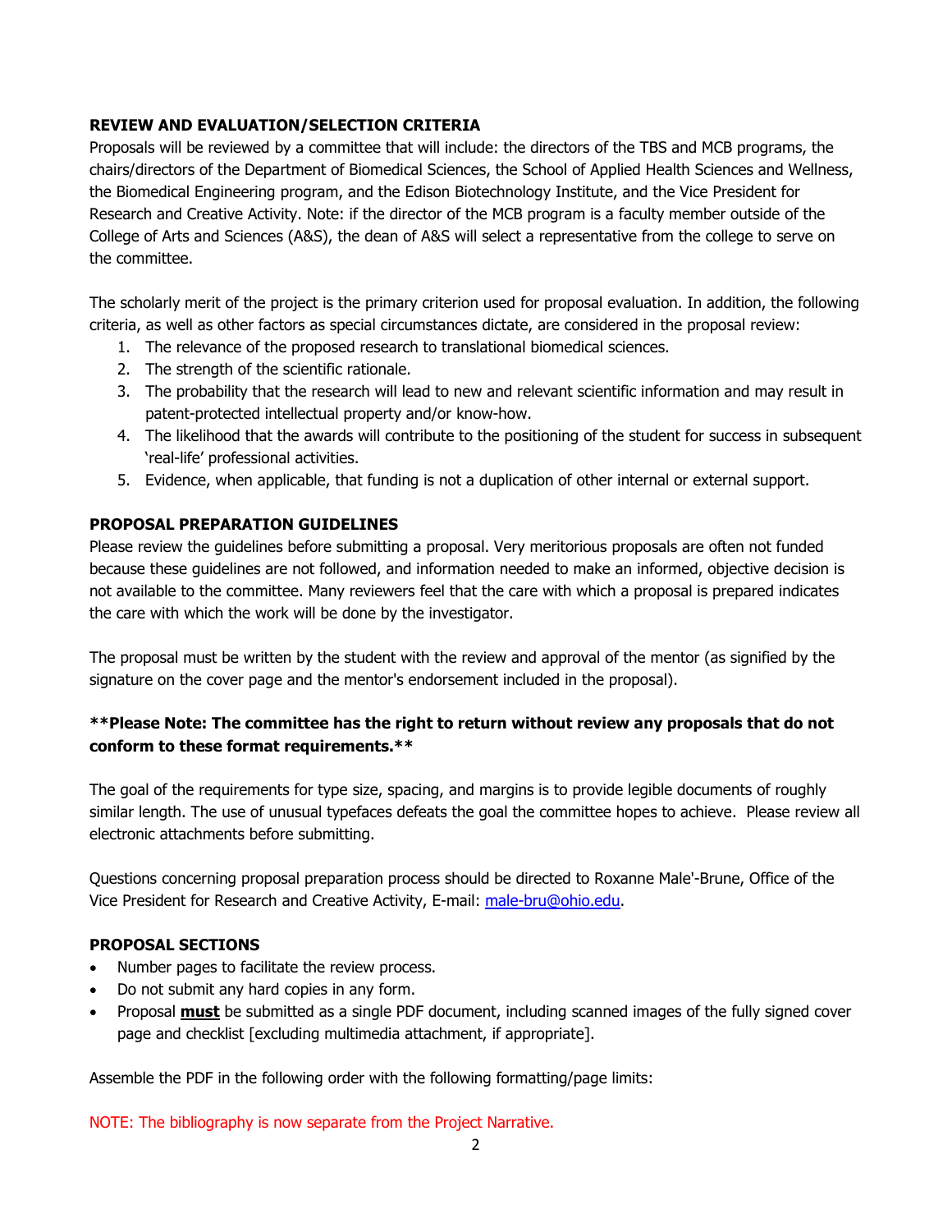**REVIEW AND EVALUATION/SELECTION CRITERIA**

Proposals will be reviewed by a committee that will include: the directors of the TBS and MCB programs, the chairs/directors of the Department of Biomedical Sciences, the School of Applied Health Sciences and Wellness, the Biomedical Engineering program, and the Edison Biotechnology Institute, and the Vice President for Research and Creative Activity. Note: if the director of the MCB program is a faculty member outside of the College of Arts and Sciences (A&S), the dean of A&S will select a representative from the college to serve on the committee.

The scholarly merit of the project is the primary criterion used for proposal evaluation. In addition, the following criteria, as well as other factors as special circumstances dictate, are considered in the proposal review:

1. The relevance of the proposed research to translational biomedical sciences.
2. The strength of the scientific rationale.
3. The probability that the research will lead to new and relevant scientific information and may result in patent-protected intellectual property and/or know-how.
4. The likelihood that the awards will contribute to the positioning of the student for success in subsequent 'real-life' professional activities.
5. Evidence, when applicable, that funding is not a duplication of other internal or external support.

**PROPOSAL PREPARATION GUIDELINES**

Please review the guidelines before submitting a proposal. Very meritorious proposals are often not funded because these guidelines are not followed, and information needed to make an informed, objective decision is not available to the committee. Many reviewers feel that the care with which a proposal is prepared indicates the care with which the work will be done by the investigator.

The proposal must be written by the student with the review and approval of the mentor (as signified by the signature on the cover page and the mentor's endorsement included in the proposal).

**\*\*Please Note: The committee has the right to return without review any proposals that do not conform to these format requirements.\*\***

The goal of the requirements for type size, spacing, and margins is to provide legible documents of roughly similar length. The use of unusual typefaces defeats the goal the committee hopes to achieve. Please review all electronic attachments before submitting.

Questions concerning proposal preparation process should be directed to Roxanne Male'-Brune, Office of the Vice President for Research and Creative Activity, E-mail: male-bru@ohio.edu.

**PROPOSAL SECTIONS**

- Number pages to facilitate the review process.
- Do not submit any hard copies in any form.
- Proposal ***must*** be submitted as a single PDF document, including scanned images of the fully signed cover page and checklist [excluding multimedia attachment, if appropriate].

Assemble the PDF in the following order with the following formatting/page limits:

NOTE: The bibliography is now separate from the Project Narrative.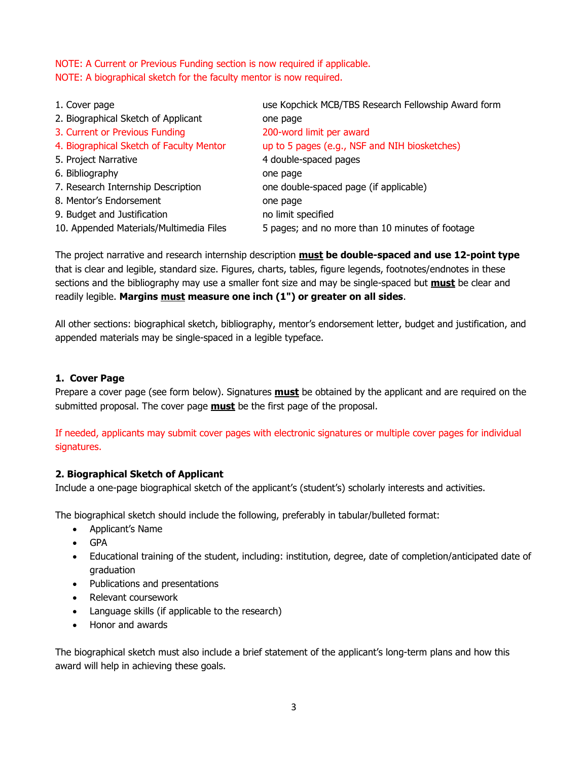NOTE: A Current or Previous Funding section is now required if applicable.
NOTE: A biographical sketch for the faculty mentor is now required.

| | |
|---|---|
| 1. Cover page | use Kopchick MCB/TBS Research Fellowship Award form |
| 2. Biographical Sketch of Applicant | one page |
| 3. Current or Previous Funding | 200-word limit per award |
| 4. Biographical Sketch of Faculty Mentor | up to 5 pages (e.g., NSF and NIH biosketches) |
| 5. Project Narrative | 4 double-spaced pages |
| 6. Bibliography | one page |
| 7. Research Internship Description | one double-spaced page (if applicable) |
| 8. Mentor's Endorsement | one page |
| 9. Budget and Justification | no limit specified |
| 10. Appended Materials/Multimedia Files | 5 pages; and no more than 10 minutes of footage |

The project narrative and research internship description **must be double-spaced and use 12-point type** that is clear and legible, standard size. Figures, charts, tables, figure legends, footnotes/endnotes in these sections and the bibliography may use a smaller font size and may be single-spaced but **must** be clear and readily legible. **Margins must measure one inch (1") or greater on all sides**.

All other sections: biographical sketch, bibliography, mentor's endorsement letter, budget and justification, and appended materials may be single-spaced in a legible typeface.

### 1. Cover Page

Prepare a cover page (see form below). Signatures **must** be obtained by the applicant and are required on the submitted proposal. The cover page **must** be the first page of the proposal.

If needed, applicants may submit cover pages with electronic signatures or multiple cover pages for individual signatures.

### 2. Biographical Sketch of Applicant

Include a one-page biographical sketch of the applicant's (student's) scholarly interests and activities.

The biographical sketch should include the following, preferably in tabular/bulleted format:

- Applicant's Name
- GPA
- Educational training of the student, including: institution, degree, date of completion/anticipated date of graduation
- Publications and presentations
- Relevant coursework
- Language skills (if applicable to the research)
- Honor and awards

The biographical sketch must also include a brief statement of the applicant's long-term plans and how this award will help in achieving these goals.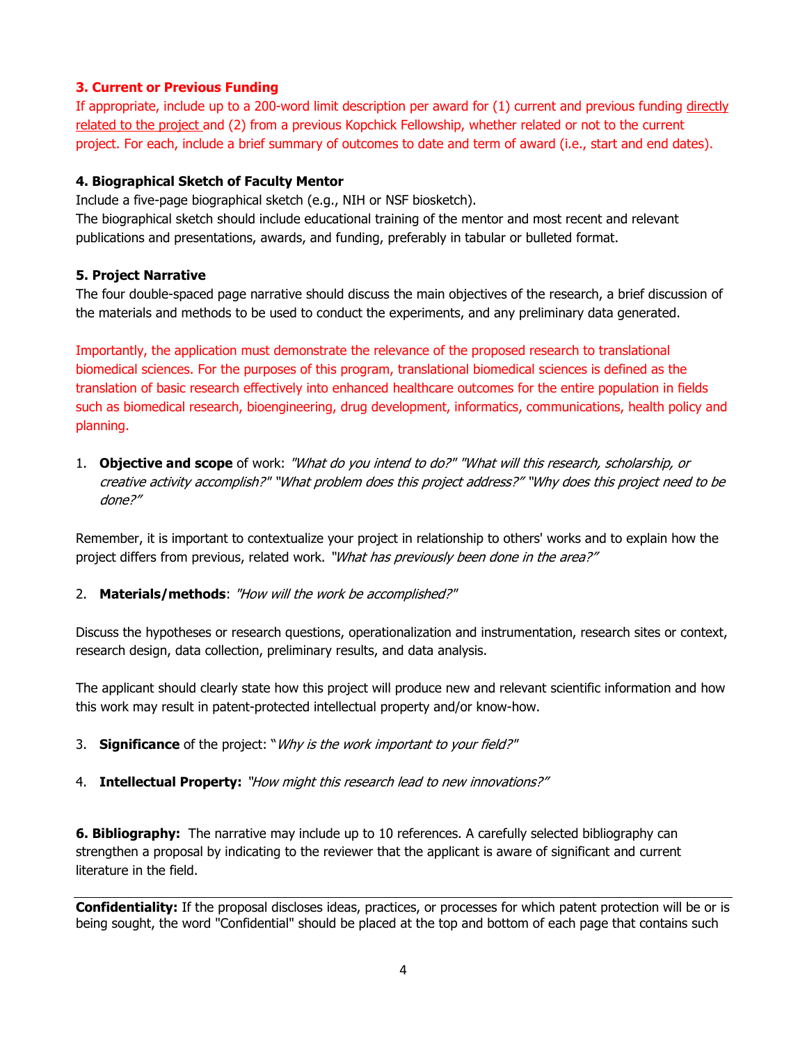**3. Current or Previous Funding**

If appropriate, include up to a 200-word limit description per award for (1) current and previous funding <u>directly related to the project</u> and (2) from a previous Kopchick Fellowship, whether related or not to the current project. For each, include a brief summary of outcomes to date and term of award (i.e., start and end dates).

**4. Biographical Sketch of Faculty Mentor**

Include a five-page biographical sketch (e.g., NIH or NSF biosketch).
The biographical sketch should include educational training of the mentor and most recent and relevant publications and presentations, awards, and funding, preferably in tabular or bulleted format.

**5. Project Narrative**

The four double-spaced page narrative should discuss the main objectives of the research, a brief discussion of the materials and methods to be used to conduct the experiments, and any preliminary data generated.

Importantly, the application must demonstrate the relevance of the proposed research to translational biomedical sciences. For the purposes of this program, translational biomedical sciences is defined as the translation of basic research effectively into enhanced healthcare outcomes for the entire population in fields such as biomedical research, bioengineering, drug development, informatics, communications, health policy and planning.

1. **Objective and scope** of work: *"What do you intend to do?" "What will this research, scholarship, or creative activity accomplish?" "What problem does this project address?" "Why does this project need to be done?"*

Remember, it is important to contextualize your project in relationship to others' works and to explain how the project differs from previous, related work. *"What has previously been done in the area?"*

2. **Materials/methods**: *"How will the work be accomplished?"*

Discuss the hypotheses or research questions, operationalization and instrumentation, research sites or context, research design, data collection, preliminary results, and data analysis.

The applicant should clearly state how this project will produce new and relevant scientific information and how this work may result in patent-protected intellectual property and/or know-how.

3. **Significance** of the project: "*Why is the work important to your field?"*

4. **Intellectual Property:** *"How might this research lead to new innovations?"*

**6. Bibliography:** The narrative may include up to 10 references. A carefully selected bibliography can strengthen a proposal by indicating to the reviewer that the applicant is aware of significant and current literature in the field.

---

**Confidentiality:** If the proposal discloses ideas, practices, or processes for which patent protection will be or is being sought, the word "Confidential" should be placed at the top and bottom of each page that contains such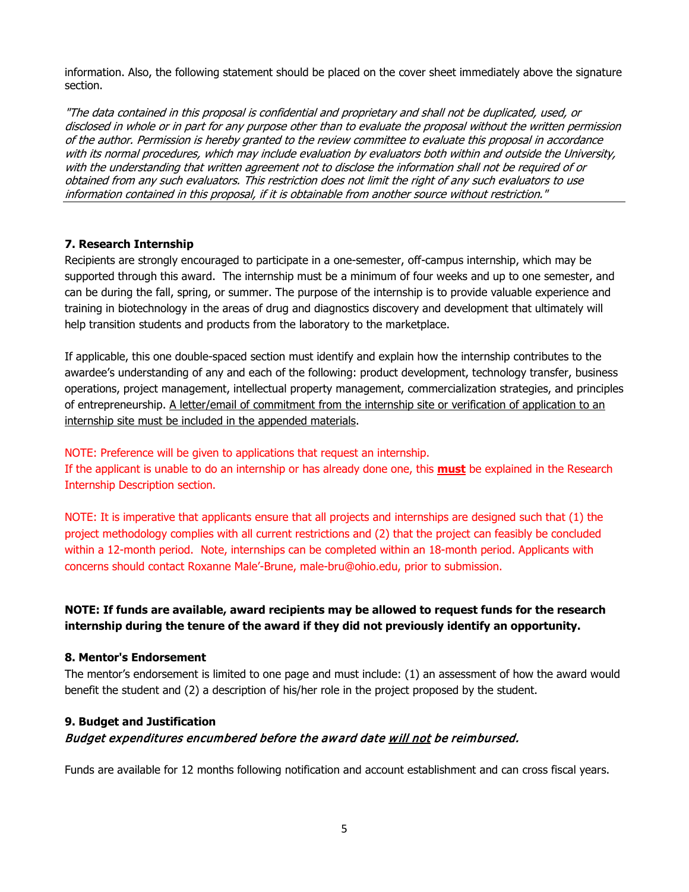information. Also, the following statement should be placed on the cover sheet immediately above the signature section.

*"The data contained in this proposal is confidential and proprietary and shall not be duplicated, used, or disclosed in whole or in part for any purpose other than to evaluate the proposal without the written permission of the author. Permission is hereby granted to the review committee to evaluate this proposal in accordance with its normal procedures, which may include evaluation by evaluators both within and outside the University, with the understanding that written agreement not to disclose the information shall not be required of or obtained from any such evaluators. This restriction does not limit the right of any such evaluators to use information contained in this proposal, if it is obtainable from another source without restriction."*

---

### 7. Research Internship

Recipients are strongly encouraged to participate in a one-semester, off-campus internship, which may be supported through this award. The internship must be a minimum of four weeks and up to one semester, and can be during the fall, spring, or summer. The purpose of the internship is to provide valuable experience and training in biotechnology in the areas of drug and diagnostics discovery and development that ultimately will help transition students and products from the laboratory to the marketplace.

If applicable, this one double-spaced section must identify and explain how the internship contributes to the awardee's understanding of any and each of the following: product development, technology transfer, business operations, project management, intellectual property management, commercialization strategies, and principles of entrepreneurship. <u>A letter/email of commitment from the internship site or verification of application to an internship site must be included in the appended materials</u>.

NOTE: Preference will be given to applications that request an internship.
If the applicant is unable to do an internship or has already done one, this <u>**must**</u> be explained in the Research Internship Description section.

NOTE: It is imperative that applicants ensure that all projects and internships are designed such that (1) the project methodology complies with all current restrictions and (2) that the project can feasibly be concluded within a 12-month period. Note, internships can be completed within an 18-month period. Applicants with concerns should contact Roxanne Male'-Brune, male-bru@ohio.edu, prior to submission.

**NOTE: If funds are available, award recipients may be allowed to request funds for the research internship during the tenure of the award if they did not previously identify an opportunity.**

### 8. Mentor's Endorsement

The mentor's endorsement is limited to one page and must include: (1) an assessment of how the award would benefit the student and (2) a description of his/her role in the project proposed by the student.

### 9. Budget and Justification

***Budget expenditures encumbered before the award date <u>will not</u> be reimbursed.***

Funds are available for 12 months following notification and account establishment and can cross fiscal years.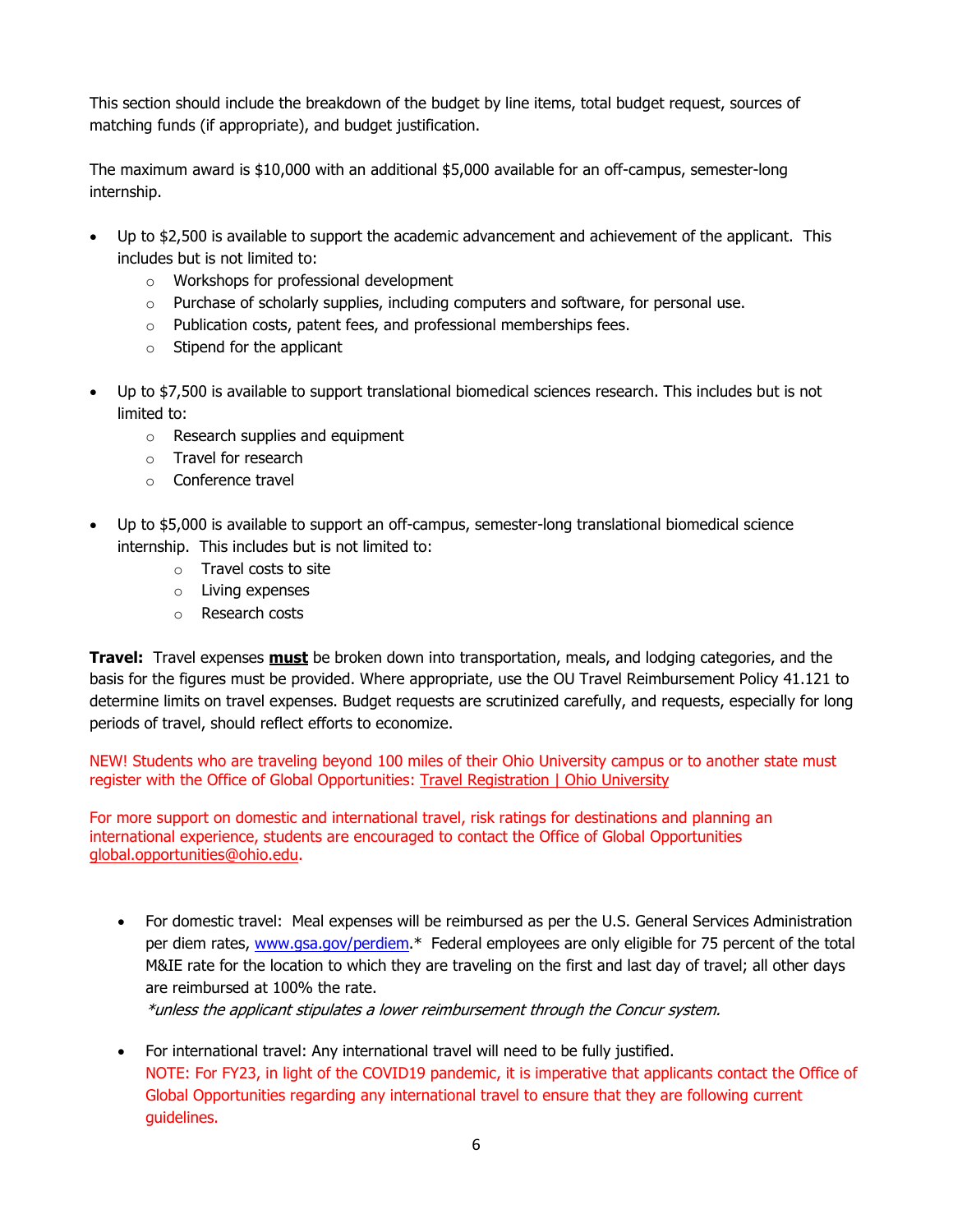This section should include the breakdown of the budget by line items, total budget request, sources of matching funds (if appropriate), and budget justification.

The maximum award is $10,000 with an additional $5,000 available for an off-campus, semester-long internship.

- Up to $2,500 is available to support the academic advancement and achievement of the applicant. This includes but is not limited to:
    - Workshops for professional development
    - Purchase of scholarly supplies, including computers and software, for personal use.
    - Publication costs, patent fees, and professional memberships fees.
    - Stipend for the applicant

- Up to $7,500 is available to support translational biomedical sciences research. This includes but is not limited to:
    - Research supplies and equipment
    - Travel for research
    - Conference travel

- Up to $5,000 is available to support an off-campus, semester-long translational biomedical science internship. This includes but is not limited to:
    - Travel costs to site
    - Living expenses
    - Research costs

**Travel:** Travel expenses **must** be broken down into transportation, meals, and lodging categories, and the basis for the figures must be provided. Where appropriate, use the OU Travel Reimbursement Policy 41.121 to determine limits on travel expenses. Budget requests are scrutinized carefully, and requests, especially for long periods of travel, should reflect efforts to economize.

NEW! Students who are traveling beyond 100 miles of their Ohio University campus or to another state must register with the Office of Global Opportunities: [Travel Registration | Ohio University]

For more support on domestic and international travel, risk ratings for destinations and planning an international experience, students are encouraged to contact the Office of Global Opportunities global.opportunities@ohio.edu.

- For domestic travel: Meal expenses will be reimbursed as per the U.S. General Services Administration per diem rates, www.gsa.gov/perdiem.* Federal employees are only eligible for 75 percent of the total M&IE rate for the location to which they are traveling on the first and last day of travel; all other days are reimbursed at 100% the rate.
  *\*unless the applicant stipulates a lower reimbursement through the Concur system.*

- For international travel: Any international travel will need to be fully justified.
  NOTE: For FY23, in light of the COVID19 pandemic, it is imperative that applicants contact the Office of Global Opportunities regarding any international travel to ensure that they are following current guidelines.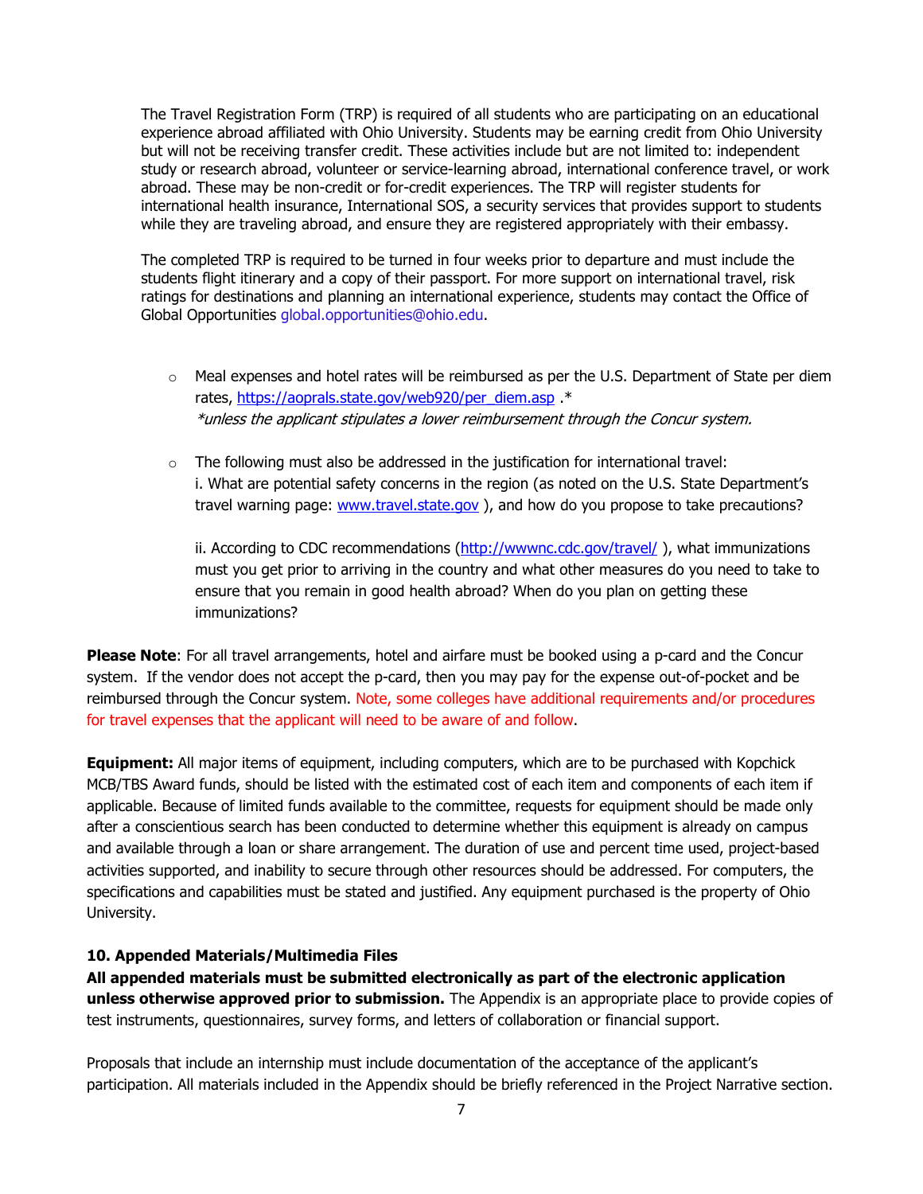The Travel Registration Form (TRP) is required of all students who are participating on an educational experience abroad affiliated with Ohio University. Students may be earning credit from Ohio University but will not be receiving transfer credit. These activities include but are not limited to: independent study or research abroad, volunteer or service-learning abroad, international conference travel, or work abroad. These may be non-credit or for-credit experiences. The TRP will register students for international health insurance, International SOS, a security services that provides support to students while they are traveling abroad, and ensure they are registered appropriately with their embassy.

The completed TRP is required to be turned in four weeks prior to departure and must include the students flight itinerary and a copy of their passport. For more support on international travel, risk ratings for destinations and planning an international experience, students may contact the Office of Global Opportunities global.opportunities@ohio.edu.

- Meal expenses and hotel rates will be reimbursed as per the U.S. Department of State per diem rates, https://aoprals.state.gov/web920/per_diem.asp .*
  *\*unless the applicant stipulates a lower reimbursement through the Concur system.*

- The following must also be addressed in the justification for international travel:
  i. What are potential safety concerns in the region (as noted on the U.S. State Department's travel warning page: www.travel.state.gov ), and how do you propose to take precautions?

  ii. According to CDC recommendations (http://wwwnc.cdc.gov/travel/ ), what immunizations must you get prior to arriving in the country and what other measures do you need to take to ensure that you remain in good health abroad? When do you plan on getting these immunizations?

**Please Note**: For all travel arrangements, hotel and airfare must be booked using a p-card and the Concur system. If the vendor does not accept the p-card, then you may pay for the expense out-of-pocket and be reimbursed through the Concur system. Note, some colleges have additional requirements and/or procedures for travel expenses that the applicant will need to be aware of and follow.

**Equipment:** All major items of equipment, including computers, which are to be purchased with Kopchick MCB/TBS Award funds, should be listed with the estimated cost of each item and components of each item if applicable. Because of limited funds available to the committee, requests for equipment should be made only after a conscientious search has been conducted to determine whether this equipment is already on campus and available through a loan or share arrangement. The duration of use and percent time used, project-based activities supported, and inability to secure through other resources should be addressed. For computers, the specifications and capabilities must be stated and justified. Any equipment purchased is the property of Ohio University.

### 10. Appended Materials/Multimedia Files

**All appended materials must be submitted electronically as part of the electronic application unless otherwise approved prior to submission.** The Appendix is an appropriate place to provide copies of test instruments, questionnaires, survey forms, and letters of collaboration or financial support.

Proposals that include an internship must include documentation of the acceptance of the applicant's participation. All materials included in the Appendix should be briefly referenced in the Project Narrative section.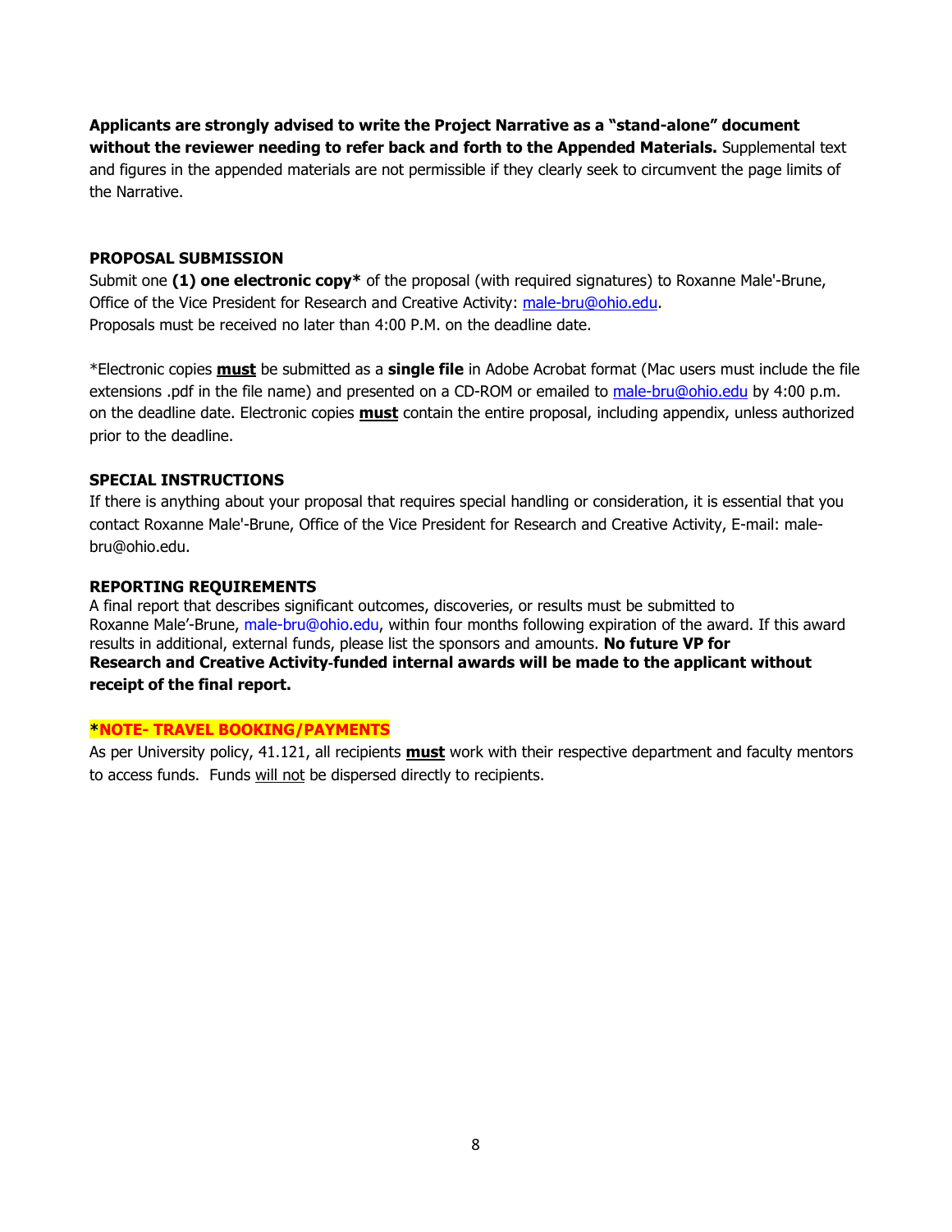**Applicants are strongly advised to write the Project Narrative as a "stand-alone" document without the reviewer needing to refer back and forth to the Appended Materials.** Supplemental text and figures in the appended materials are not permissible if they clearly seek to circumvent the page limits of the Narrative.

**PROPOSAL SUBMISSION**

Submit one **(1) one electronic copy*** of the proposal (with required signatures) to Roxanne Male'-Brune, Office of the Vice President for Research and Creative Activity: male-bru@ohio.edu.
Proposals must be received no later than 4:00 P.M. on the deadline date.

*Electronic copies **must** be submitted as a **single file** in Adobe Acrobat format (Mac users must include the file extensions .pdf in the file name) and presented on a CD-ROM or emailed to male-bru@ohio.edu by 4:00 p.m. on the deadline date. Electronic copies **must** contain the entire proposal, including appendix, unless authorized prior to the deadline.

**SPECIAL INSTRUCTIONS**

If there is anything about your proposal that requires special handling or consideration, it is essential that you contact Roxanne Male'-Brune, Office of the Vice President for Research and Creative Activity, E-mail: male-bru@ohio.edu.

**REPORTING REQUIREMENTS**

A final report that describes significant outcomes, discoveries, or results must be submitted to Roxanne Male'-Brune, male-bru@ohio.edu, within four months following expiration of the award. If this award results in additional, external funds, please list the sponsors and amounts. **No future VP for Research and Creative Activity-funded internal awards will be made to the applicant without receipt of the final report.**

**\*NOTE- TRAVEL BOOKING/PAYMENTS**

As per University policy, 41.121, all recipients **must** work with their respective department and faculty mentors to access funds. Funds will not be dispersed directly to recipients.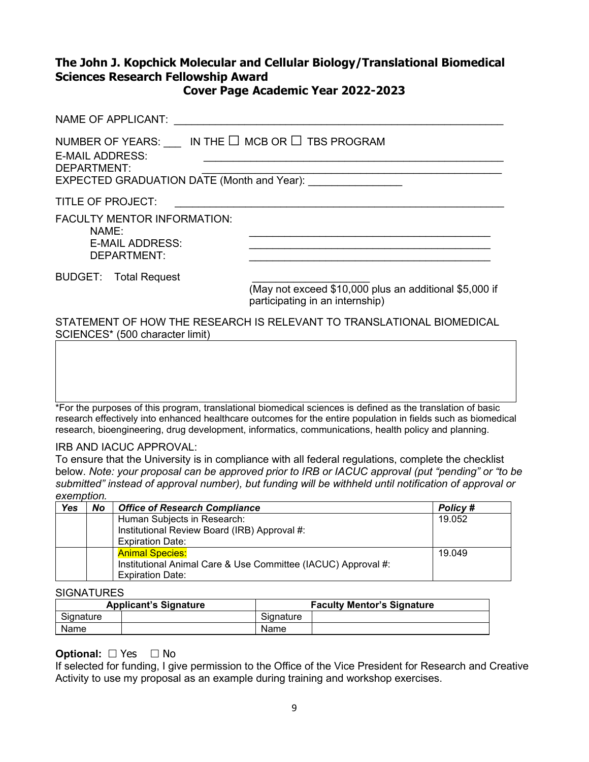## The John J. Kopchick Molecular and Cellular Biology/Translational Biomedical Sciences Research Fellowship Award

### Cover Page Academic Year 2022-2023

NAME OF APPLICANT: ______________________________________________

NUMBER OF YEARS: ___ IN THE ☐ MCB OR ☐ TBS PROGRAM

E-MAIL ADDRESS: ______________________________________________

DEPARTMENT: ______________________________________________

EXPECTED GRADUATION DATE (Month and Year): _______________

TITLE OF PROJECT: ______________________________________________

FACULTY MENTOR INFORMATION:

NAME: ________________________________________

E-MAIL ADDRESS: ________________________________________

DEPARTMENT: ________________________________________

BUDGET: Total Request __________________

(May not exceed $10,000 plus an additional $5,000 if participating in an internship)

STATEMENT OF HOW THE RESEARCH IS RELEVANT TO TRANSLATIONAL BIOMEDICAL SCIENCES* (500 character limit)

| |
|---|
| |

*For the purposes of this program, translational biomedical sciences is defined as the translation of basic research effectively into enhanced healthcare outcomes for the entire population in fields such as biomedical research, bioengineering, drug development, informatics, communications, health policy and planning.

IRB AND IACUC APPROVAL:

To ensure that the University is in compliance with all federal regulations, complete the checklist below. *Note: your proposal can be approved prior to IRB or IACUC approval (put "pending" or "to be submitted" instead of approval number), but funding will be withheld until notification of approval or exemption.*

| ***Yes*** | ***No*** | ***Office of Research Compliance*** | ***Policy #*** |
|---|---|---|---|
| | | Human Subjects in Research:<br>Institutional Review Board (IRB) Approval #:<br>Expiration Date: | 19.052 |
| | | Animal Species:<br>Institutional Animal Care & Use Committee (IACUC) Approval #:<br>Expiration Date: | 19.049 |

SIGNATURES

| **Applicant's Signature** | | **Faculty Mentor's Signature** | |
|---|---|---|---|
| Signature | | Signature | |
| Name | | Name | |

**Optional:** ☐ Yes ☐ No

If selected for funding, I give permission to the Office of the Vice President for Research and Creative Activity to use my proposal as an example during training and workshop exercises.